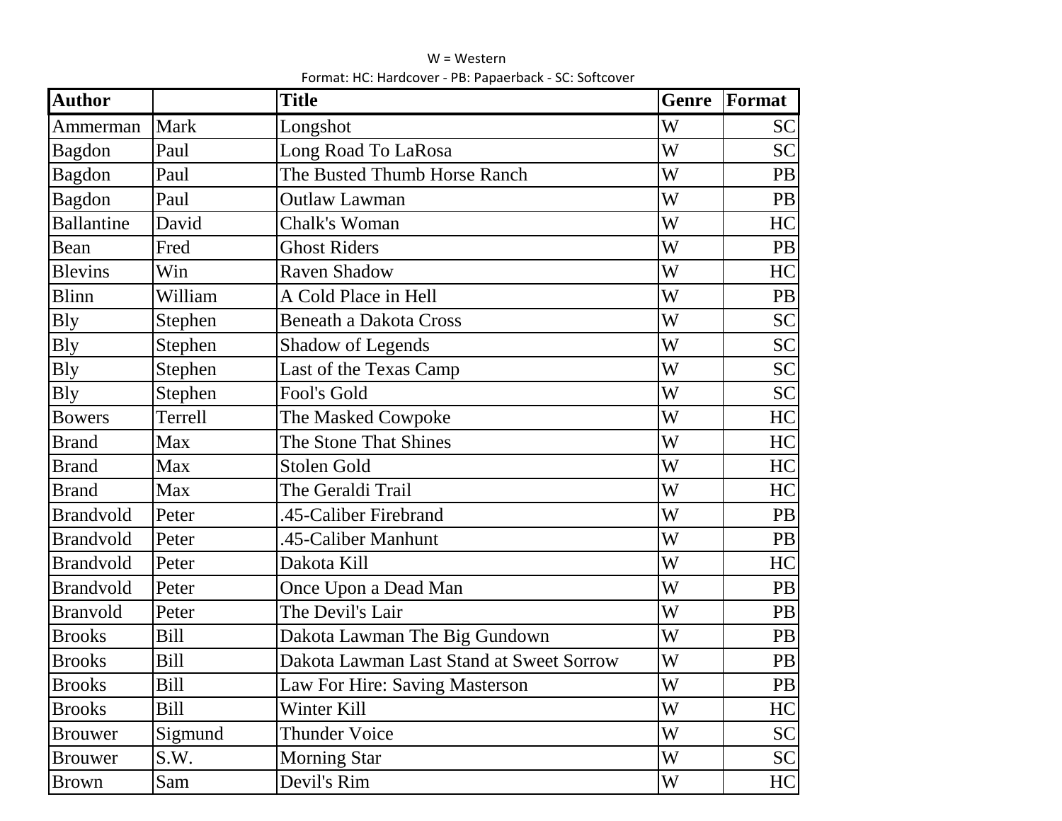W = Western

Format: HC: Hardcover - PB: Papaerback - SC: Softcover

| Author | | Title | Genre | Format |
|---|---|---|---|---|
| Ammerman | Mark | Longshot | W | SC |
| Bagdon | Paul | Long Road To LaRosa | W | SC |
| Bagdon | Paul | The Busted Thumb Horse Ranch | W | PB |
| Bagdon | Paul | Outlaw Lawman | W | PB |
| Ballantine | David | Chalk's Woman | W | HC |
| Bean | Fred | Ghost Riders | W | PB |
| Blevins | Win | Raven Shadow | W | HC |
| Blinn | William | A Cold Place in Hell | W | PB |
| Bly | Stephen | Beneath a Dakota Cross | W | SC |
| Bly | Stephen | Shadow of Legends | W | SC |
| Bly | Stephen | Last of the Texas Camp | W | SC |
| Bly | Stephen | Fool's Gold | W | SC |
| Bowers | Terrell | The Masked Cowpoke | W | HC |
| Brand | Max | The Stone That Shines | W | HC |
| Brand | Max | Stolen Gold | W | HC |
| Brand | Max | The Geraldi Trail | W | HC |
| Brandvold | Peter | .45-Caliber Firebrand | W | PB |
| Brandvold | Peter | .45-Caliber Manhunt | W | PB |
| Brandvold | Peter | Dakota Kill | W | HC |
| Brandvold | Peter | Once Upon a Dead Man | W | PB |
| Branvold | Peter | The Devil's Lair | W | PB |
| Brooks | Bill | Dakota Lawman The Big Gundown | W | PB |
| Brooks | Bill | Dakota Lawman Last Stand at Sweet Sorrow | W | PB |
| Brooks | Bill | Law For Hire: Saving Masterson | W | PB |
| Brooks | Bill | Winter Kill | W | HC |
| Brouwer | Sigmund | Thunder Voice | W | SC |
| Brouwer | S.W. | Morning Star | W | SC |
| Brown | Sam | Devil's Rim | W | HC |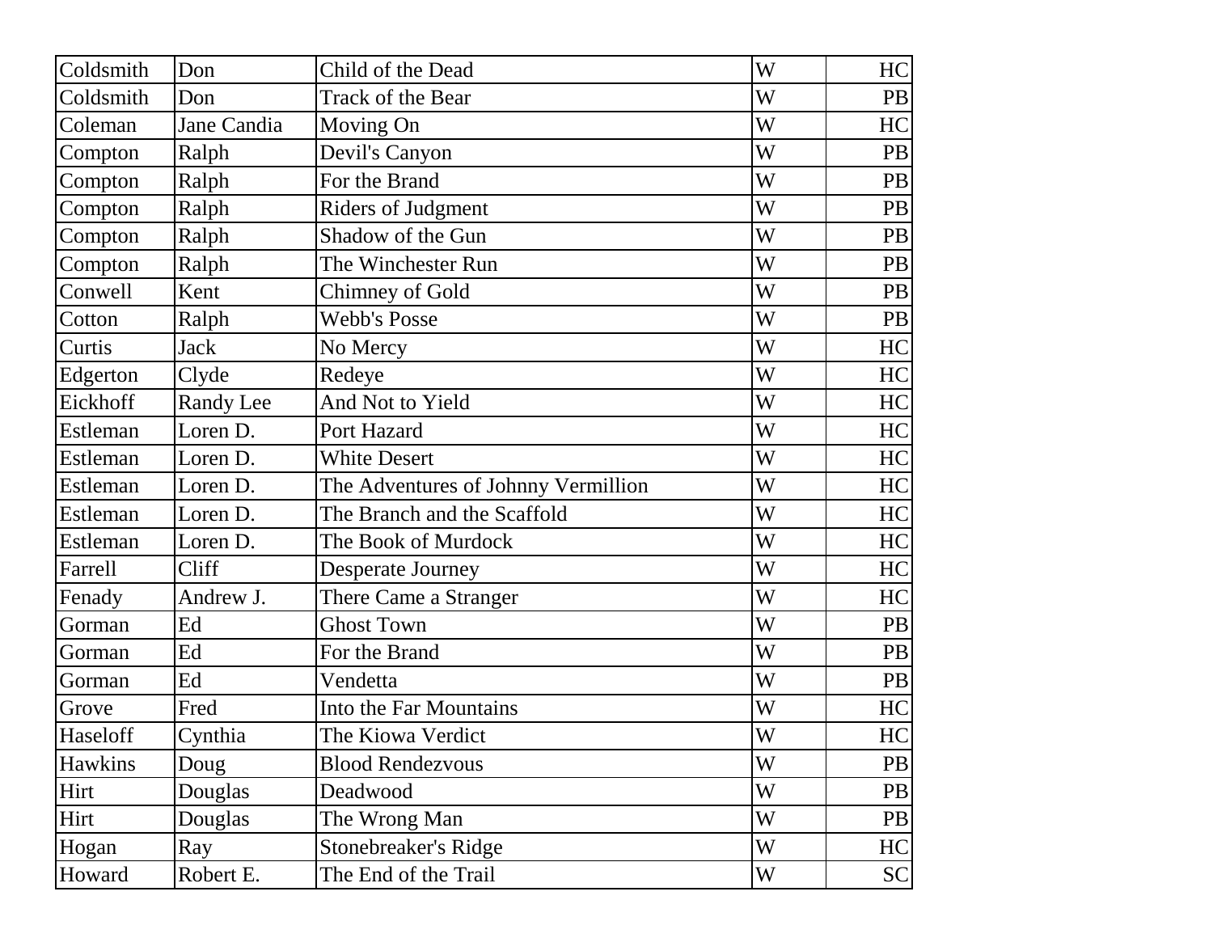| | | | | |
|---|---|---|---|---|
| Coldsmith | Don | Child of the Dead | W | HC |
| Coldsmith | Don | Track of the Bear | W | PB |
| Coleman | Jane Candia | Moving On | W | HC |
| Compton | Ralph | Devil's Canyon | W | PB |
| Compton | Ralph | For the Brand | W | PB |
| Compton | Ralph | Riders of Judgment | W | PB |
| Compton | Ralph | Shadow of the Gun | W | PB |
| Compton | Ralph | The Winchester Run | W | PB |
| Conwell | Kent | Chimney of Gold | W | PB |
| Cotton | Ralph | Webb's Posse | W | PB |
| Curtis | Jack | No Mercy | W | HC |
| Edgerton | Clyde | Redeye | W | HC |
| Eickhoff | Randy Lee | And Not to Yield | W | HC |
| Estleman | Loren D. | Port Hazard | W | HC |
| Estleman | Loren D. | White Desert | W | HC |
| Estleman | Loren D. | The Adventures of Johnny Vermillion | W | HC |
| Estleman | Loren D. | The Branch and the Scaffold | W | HC |
| Estleman | Loren D. | The Book of Murdock | W | HC |
| Farrell | Cliff | Desperate Journey | W | HC |
| Fenady | Andrew J. | There Came a Stranger | W | HC |
| Gorman | Ed | Ghost Town | W | PB |
| Gorman | Ed | For the Brand | W | PB |
| Gorman | Ed | Vendetta | W | PB |
| Grove | Fred | Into the Far Mountains | W | HC |
| Haseloff | Cynthia | The Kiowa Verdict | W | HC |
| Hawkins | Doug | Blood Rendezvous | W | PB |
| Hirt | Douglas | Deadwood | W | PB |
| Hirt | Douglas | The Wrong Man | W | PB |
| Hogan | Ray | Stonebreaker's Ridge | W | HC |
| Howard | Robert E. | The End of the Trail | W | SC |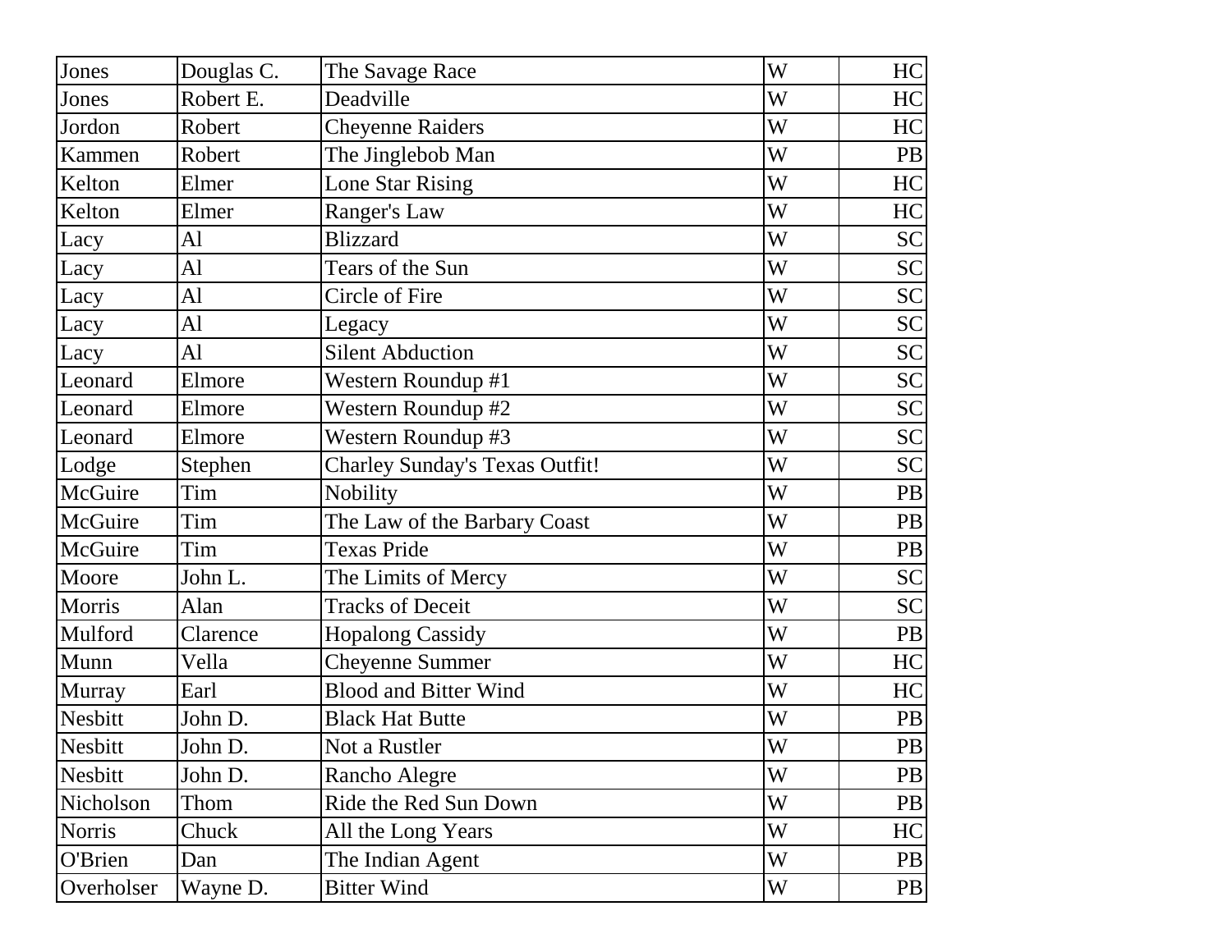| Jones | Douglas C. | The Savage Race | W | HC |
|---|---|---|---|---|
| Jones | Robert E. | Deadville | W | HC |
| Jordon | Robert | Cheyenne Raiders | W | HC |
| Kammen | Robert | The Jinglebob Man | W | PB |
| Kelton | Elmer | Lone Star Rising | W | HC |
| Kelton | Elmer | Ranger's Law | W | HC |
| Lacy | Al | Blizzard | W | SC |
| Lacy | Al | Tears of the Sun | W | SC |
| Lacy | Al | Circle of Fire | W | SC |
| Lacy | Al | Legacy | W | SC |
| Lacy | Al | Silent Abduction | W | SC |
| Leonard | Elmore | Western Roundup #1 | W | SC |
| Leonard | Elmore | Western Roundup #2 | W | SC |
| Leonard | Elmore | Western Roundup #3 | W | SC |
| Lodge | Stephen | Charley Sunday's Texas Outfit! | W | SC |
| McGuire | Tim | Nobility | W | PB |
| McGuire | Tim | The Law of the Barbary Coast | W | PB |
| McGuire | Tim | Texas Pride | W | PB |
| Moore | John L. | The Limits of Mercy | W | SC |
| Morris | Alan | Tracks of Deceit | W | SC |
| Mulford | Clarence | Hopalong Cassidy | W | PB |
| Munn | Vella | Cheyenne Summer | W | HC |
| Murray | Earl | Blood and Bitter Wind | W | HC |
| Nesbitt | John D. | Black Hat Butte | W | PB |
| Nesbitt | John D. | Not a Rustler | W | PB |
| Nesbitt | John D. | Rancho Alegre | W | PB |
| Nicholson | Thom | Ride the Red Sun Down | W | PB |
| Norris | Chuck | All the Long Years | W | HC |
| O'Brien | Dan | The Indian Agent | W | PB |
| Overholser | Wayne D. | Bitter Wind | W | PB |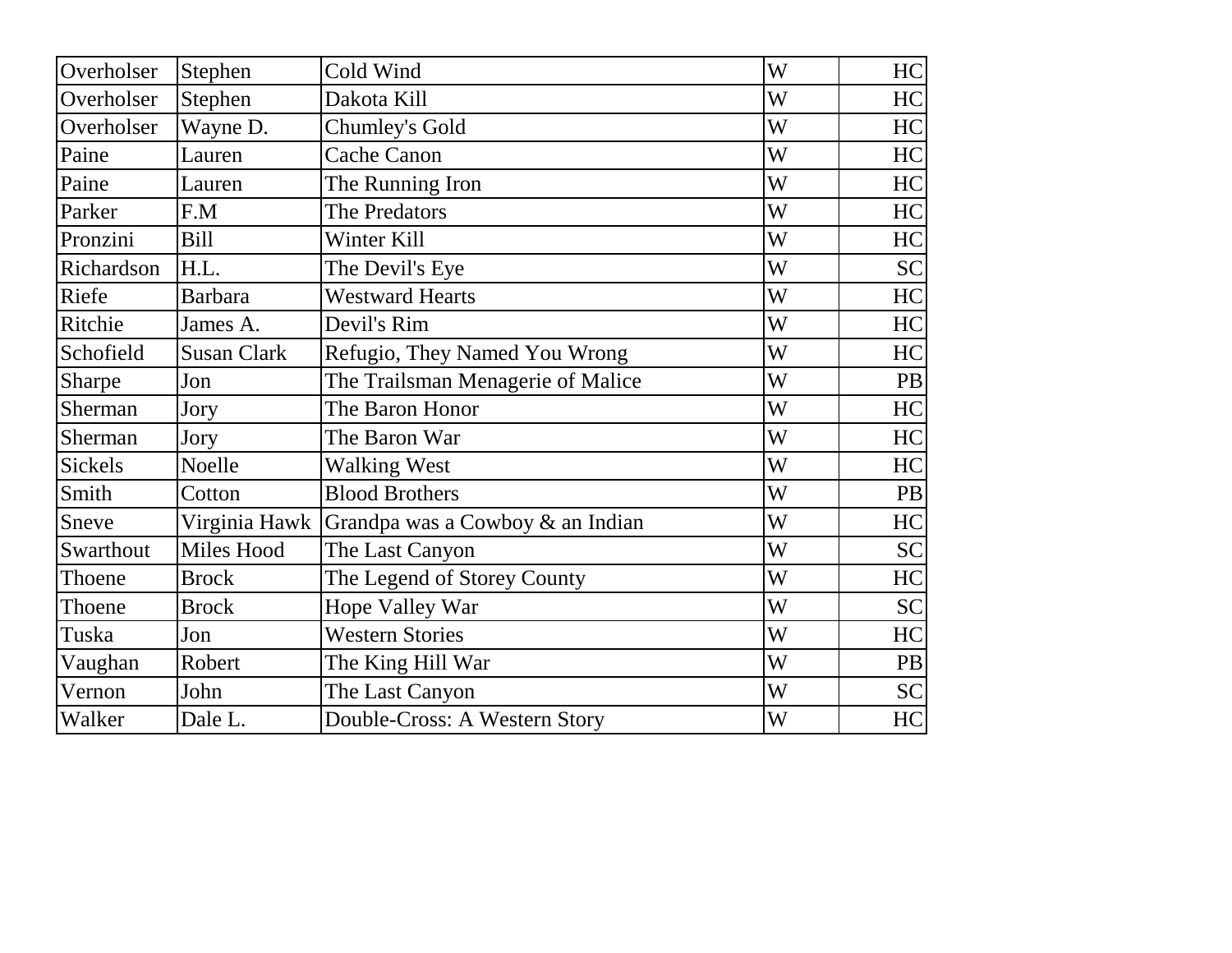| | | | | |
|---|---|---|---|---|
| Overholser | Stephen | Cold Wind | W | HC |
| Overholser | Stephen | Dakota Kill | W | HC |
| Overholser | Wayne D. | Chumley's Gold | W | HC |
| Paine | Lauren | Cache Canon | W | HC |
| Paine | Lauren | The Running Iron | W | HC |
| Parker | F.M | The Predators | W | HC |
| Pronzini | Bill | Winter Kill | W | HC |
| Richardson | H.L. | The Devil's Eye | W | SC |
| Riefe | Barbara | Westward Hearts | W | HC |
| Ritchie | James A. | Devil's Rim | W | HC |
| Schofield | Susan Clark | Refugio, They Named You Wrong | W | HC |
| Sharpe | Jon | The Trailsman Menagerie of Malice | W | PB |
| Sherman | Jory | The Baron Honor | W | HC |
| Sherman | Jory | The Baron War | W | HC |
| Sickels | Noelle | Walking West | W | HC |
| Smith | Cotton | Blood Brothers | W | PB |
| Sneve | Virginia Hawk | Grandpa was a Cowboy & an Indian | W | HC |
| Swarthout | Miles Hood | The Last Canyon | W | SC |
| Thoene | Brock | The Legend of Storey County | W | HC |
| Thoene | Brock | Hope Valley War | W | SC |
| Tuska | Jon | Western Stories | W | HC |
| Vaughan | Robert | The King Hill War | W | PB |
| Vernon | John | The Last Canyon | W | SC |
| Walker | Dale L. | Double-Cross: A Western Story | W | HC |